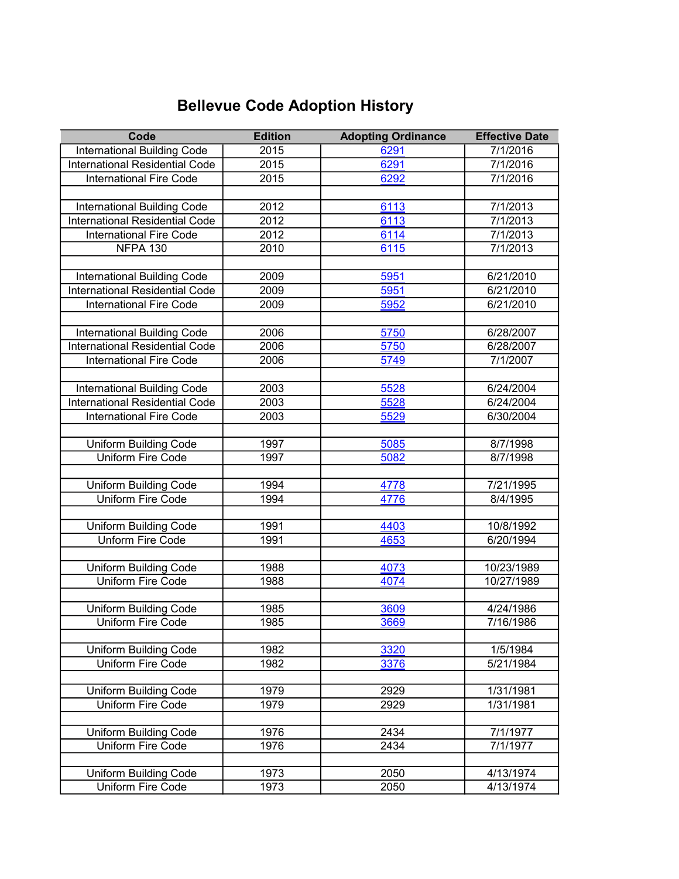# Bellevue Code Adoption History

| Code | Edition | Adopting Ordinance | Effective Date |
|---|---|---|---|
| International Building Code | 2015 | 6291 | 7/1/2016 |
| International Residential Code | 2015 | 6291 | 7/1/2016 |
| International Fire Code | 2015 | 6292 | 7/1/2016 |
| | | | |
| International Building Code | 2012 | 6113 | 7/1/2013 |
| International Residential Code | 2012 | 6113 | 7/1/2013 |
| International Fire Code | 2012 | 6114 | 7/1/2013 |
| NFPA 130 | 2010 | 6115 | 7/1/2013 |
| | | | |
| International Building Code | 2009 | 5951 | 6/21/2010 |
| International Residential Code | 2009 | 5951 | 6/21/2010 |
| International Fire Code | 2009 | 5952 | 6/21/2010 |
| | | | |
| International Building Code | 2006 | 5750 | 6/28/2007 |
| International Residential Code | 2006 | 5750 | 6/28/2007 |
| International Fire Code | 2006 | 5749 | 7/1/2007 |
| | | | |
| International Building Code | 2003 | 5528 | 6/24/2004 |
| International Residential Code | 2003 | 5528 | 6/24/2004 |
| International Fire Code | 2003 | 5529 | 6/30/2004 |
| | | | |
| Uniform Building Code | 1997 | 5085 | 8/7/1998 |
| Uniform Fire Code | 1997 | 5082 | 8/7/1998 |
| | | | |
| Uniform Building Code | 1994 | 4778 | 7/21/1995 |
| Uniform Fire Code | 1994 | 4776 | 8/4/1995 |
| | | | |
| Uniform Building Code | 1991 | 4403 | 10/8/1992 |
| Unform Fire Code | 1991 | 4653 | 6/20/1994 |
| | | | |
| Uniform Building Code | 1988 | 4073 | 10/23/1989 |
| Uniform Fire Code | 1988 | 4074 | 10/27/1989 |
| | | | |
| Uniform Building Code | 1985 | 3609 | 4/24/1986 |
| Uniform Fire Code | 1985 | 3669 | 7/16/1986 |
| | | | |
| Uniform Building Code | 1982 | 3320 | 1/5/1984 |
| Uniform Fire Code | 1982 | 3376 | 5/21/1984 |
| | | | |
| Uniform Building Code | 1979 | 2929 | 1/31/1981 |
| Uniform Fire Code | 1979 | 2929 | 1/31/1981 |
| | | | |
| Uniform Building Code | 1976 | 2434 | 7/1/1977 |
| Uniform Fire Code | 1976 | 2434 | 7/1/1977 |
| | | | |
| Uniform Building Code | 1973 | 2050 | 4/13/1974 |
| Uniform Fire Code | 1973 | 2050 | 4/13/1974 |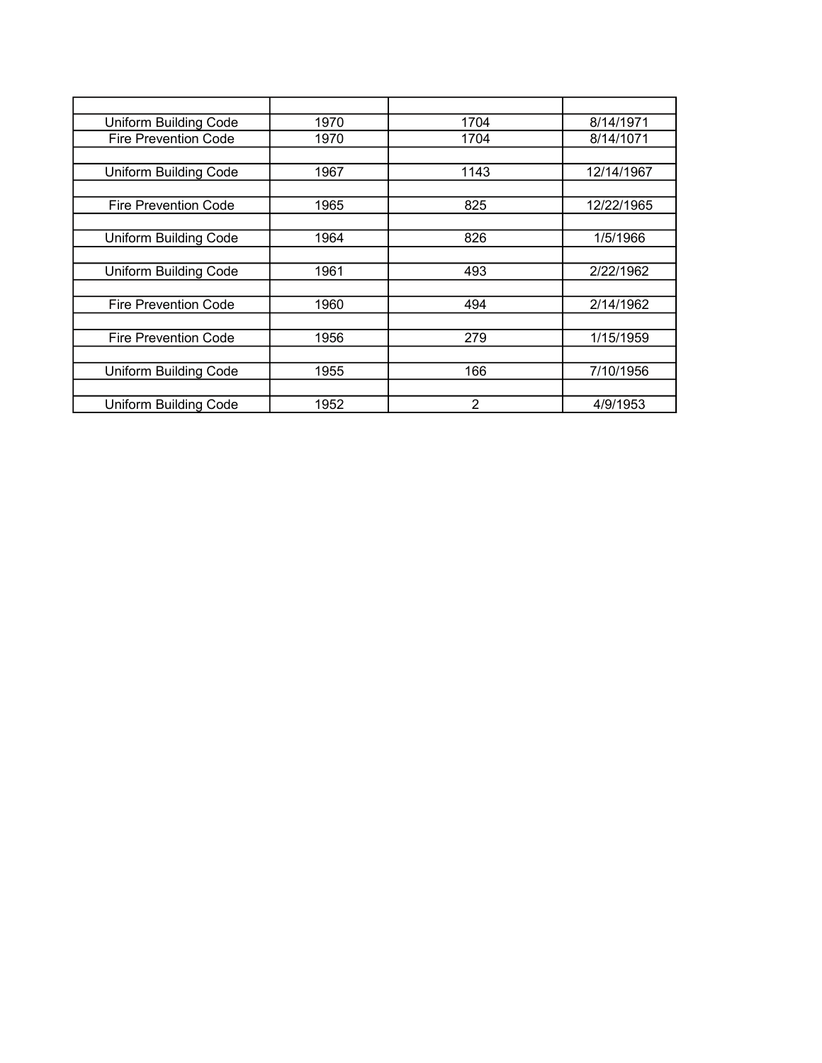| | | | |
|---|---|---|---|
| | | | |
| Uniform Building Code | 1970 | 1704 | 8/14/1971 |
| Fire Prevention Code | 1970 | 1704 | 8/14/1071 |
| | | | |
| Uniform Building Code | 1967 | 1143 | 12/14/1967 |
| | | | |
| Fire Prevention Code | 1965 | 825 | 12/22/1965 |
| | | | |
| Uniform Building Code | 1964 | 826 | 1/5/1966 |
| | | | |
| Uniform Building Code | 1961 | 493 | 2/22/1962 |
| | | | |
| Fire Prevention Code | 1960 | 494 | 2/14/1962 |
| | | | |
| Fire Prevention Code | 1956 | 279 | 1/15/1959 |
| | | | |
| Uniform Building Code | 1955 | 166 | 7/10/1956 |
| | | | |
| Uniform Building Code | 1952 | 2 | 4/9/1953 |